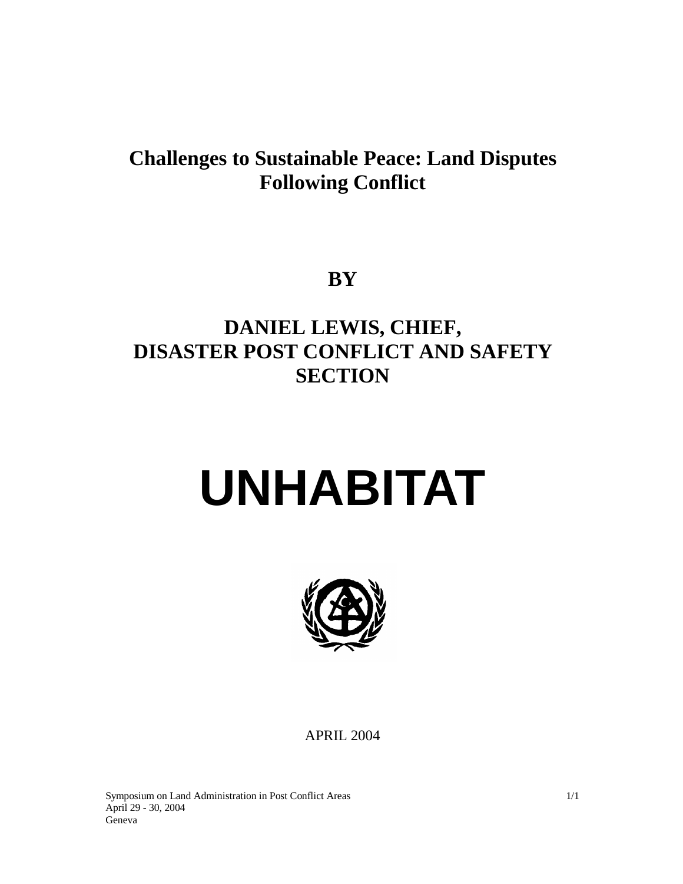# Challenges to Sustainable Peace: Land Disputes Following Conflict

**BY**

**DANIEL LEWIS, CHIEF,**
**DISASTER POST CONFLICT AND SAFETY SECTION**

# UNHABITAT

APRIL 2004

Symposium on Land Administration in Post Conflict Areas
April 29 - 30, 2004
Geneva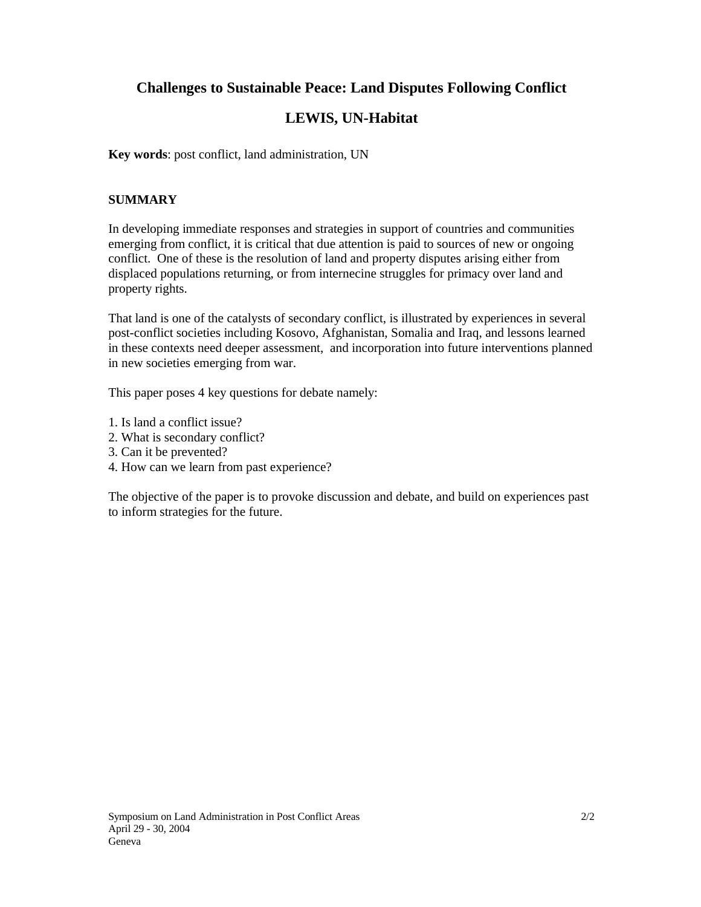# Challenges to Sustainable Peace: Land Disputes Following Conflict

## LEWIS, UN-Habitat

**Key words**: post conflict, land administration, UN

**SUMMARY**

In developing immediate responses and strategies in support of countries and communities emerging from conflict, it is critical that due attention is paid to sources of new or ongoing conflict. One of these is the resolution of land and property disputes arising either from displaced populations returning, or from internecine struggles for primacy over land and property rights.

That land is one of the catalysts of secondary conflict, is illustrated by experiences in several post-conflict societies including Kosovo, Afghanistan, Somalia and Iraq, and lessons learned in these contexts need deeper assessment, and incorporation into future interventions planned in new societies emerging from war.

This paper poses 4 key questions for debate namely:

1. Is land a conflict issue?
2. What is secondary conflict?
3. Can it be prevented?
4. How can we learn from past experience?

The objective of the paper is to provoke discussion and debate, and build on experiences past to inform strategies for the future.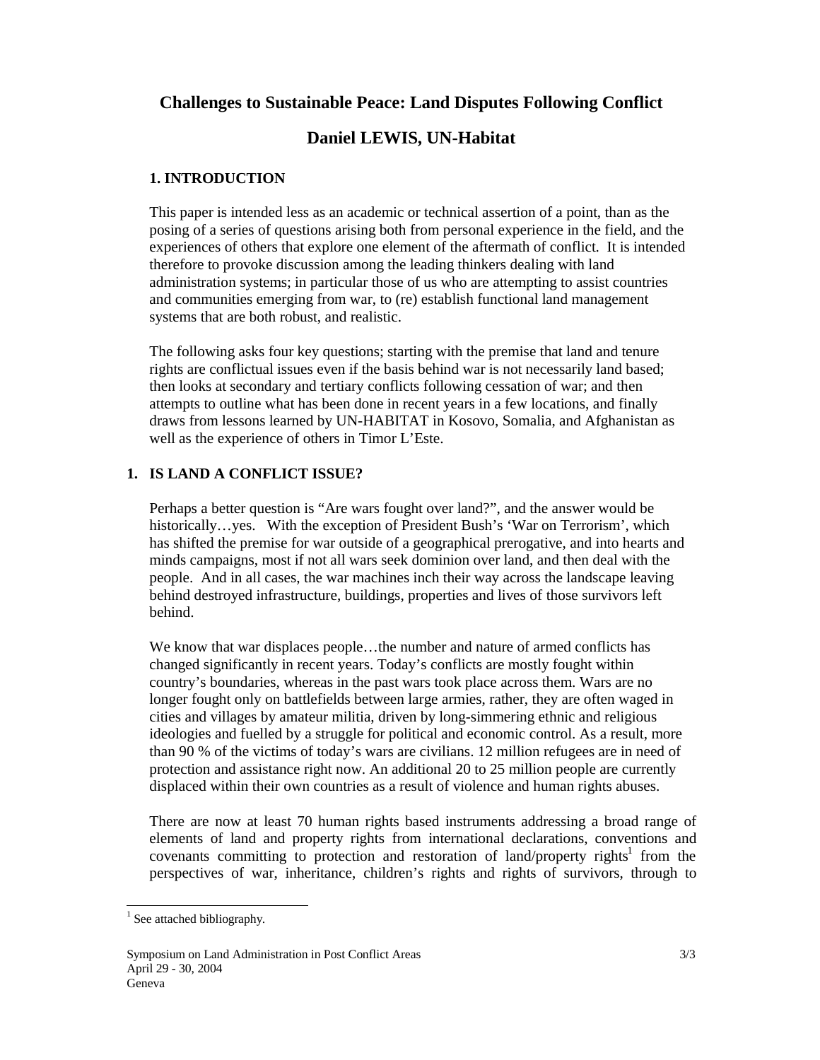# Challenges to Sustainable Peace: Land Disputes Following Conflict

## Daniel LEWIS, UN-Habitat

### 1. INTRODUCTION

This paper is intended less as an academic or technical assertion of a point, than as the posing of a series of questions arising both from personal experience in the field, and the experiences of others that explore one element of the aftermath of conflict. It is intended therefore to provoke discussion among the leading thinkers dealing with land administration systems; in particular those of us who are attempting to assist countries and communities emerging from war, to (re) establish functional land management systems that are both robust, and realistic.

The following asks four key questions; starting with the premise that land and tenure rights are conflictual issues even if the basis behind war is not necessarily land based; then looks at secondary and tertiary conflicts following cessation of war; and then attempts to outline what has been done in recent years in a few locations, and finally draws from lessons learned by UN-HABITAT in Kosovo, Somalia, and Afghanistan as well as the experience of others in Timor L'Este.

### 1. IS LAND A CONFLICT ISSUE?

Perhaps a better question is "Are wars fought over land?", and the answer would be historically…yes. With the exception of President Bush's 'War on Terrorism', which has shifted the premise for war outside of a geographical prerogative, and into hearts and minds campaigns, most if not all wars seek dominion over land, and then deal with the people. And in all cases, the war machines inch their way across the landscape leaving behind destroyed infrastructure, buildings, properties and lives of those survivors left behind.

We know that war displaces people…the number and nature of armed conflicts has changed significantly in recent years. Today's conflicts are mostly fought within country's boundaries, whereas in the past wars took place across them. Wars are no longer fought only on battlefields between large armies, rather, they are often waged in cities and villages by amateur militia, driven by long-simmering ethnic and religious ideologies and fuelled by a struggle for political and economic control. As a result, more than 90 % of the victims of today's wars are civilians. 12 million refugees are in need of protection and assistance right now. An additional 20 to 25 million people are currently displaced within their own countries as a result of violence and human rights abuses.

There are now at least 70 human rights based instruments addressing a broad range of elements of land and property rights from international declarations, conventions and covenants committing to protection and restoration of land/property rights[1] from the perspectives of war, inheritance, children's rights and rights of survivors, through to

[1] See attached bibliography.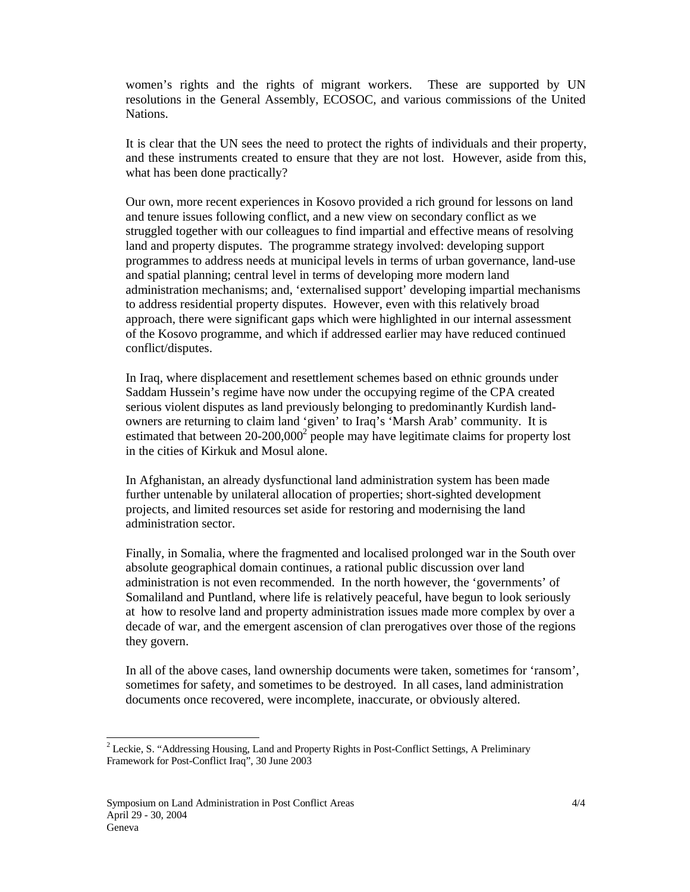women's rights and the rights of migrant workers. These are supported by UN resolutions in the General Assembly, ECOSOC, and various commissions of the United Nations.

It is clear that the UN sees the need to protect the rights of individuals and their property, and these instruments created to ensure that they are not lost. However, aside from this, what has been done practically?

Our own, more recent experiences in Kosovo provided a rich ground for lessons on land and tenure issues following conflict, and a new view on secondary conflict as we struggled together with our colleagues to find impartial and effective means of resolving land and property disputes. The programme strategy involved: developing support programmes to address needs at municipal levels in terms of urban governance, land-use and spatial planning; central level in terms of developing more modern land administration mechanisms; and, 'externalised support' developing impartial mechanisms to address residential property disputes. However, even with this relatively broad approach, there were significant gaps which were highlighted in our internal assessment of the Kosovo programme, and which if addressed earlier may have reduced continued conflict/disputes.

In Iraq, where displacement and resettlement schemes based on ethnic grounds under Saddam Hussein's regime have now under the occupying regime of the CPA created serious violent disputes as land previously belonging to predominantly Kurdish land-owners are returning to claim land 'given' to Iraq's 'Marsh Arab' community. It is estimated that between 20-200,000[2] people may have legitimate claims for property lost in the cities of Kirkuk and Mosul alone.

In Afghanistan, an already dysfunctional land administration system has been made further untenable by unilateral allocation of properties; short-sighted development projects, and limited resources set aside for restoring and modernising the land administration sector.

Finally, in Somalia, where the fragmented and localised prolonged war in the South over absolute geographical domain continues, a rational public discussion over land administration is not even recommended. In the north however, the 'governments' of Somaliland and Puntland, where life is relatively peaceful, have begun to look seriously at how to resolve land and property administration issues made more complex by over a decade of war, and the emergent ascension of clan prerogatives over those of the regions they govern.

In all of the above cases, land ownership documents were taken, sometimes for 'ransom', sometimes for safety, and sometimes to be destroyed. In all cases, land administration documents once recovered, were incomplete, inaccurate, or obviously altered.

---

[2] Leckie, S. "Addressing Housing, Land and Property Rights in Post-Conflict Settings, A Preliminary Framework for Post-Conflict Iraq", 30 June 2003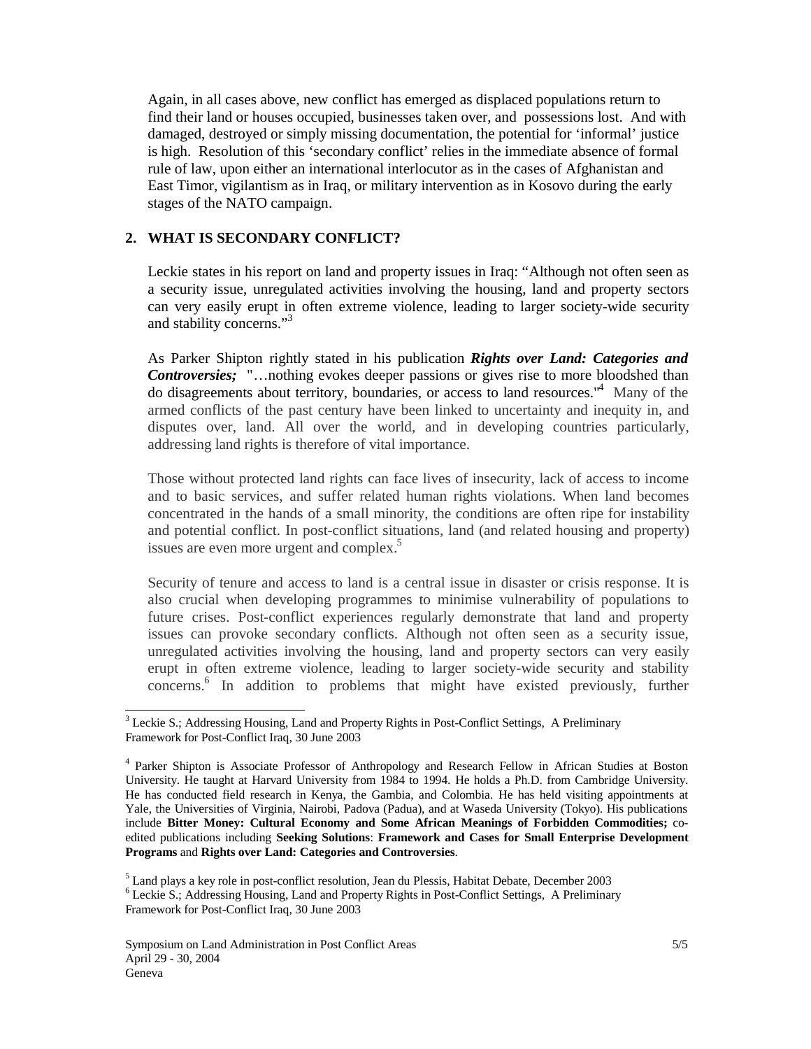Again, in all cases above, new conflict has emerged as displaced populations return to find their land or houses occupied, businesses taken over, and possessions lost. And with damaged, destroyed or simply missing documentation, the potential for 'informal' justice is high. Resolution of this 'secondary conflict' relies in the immediate absence of formal rule of law, upon either an international interlocutor as in the cases of Afghanistan and East Timor, vigilantism as in Iraq, or military intervention as in Kosovo during the early stages of the NATO campaign.

## 2. WHAT IS SECONDARY CONFLICT?

Leckie states in his report on land and property issues in Iraq: "Although not often seen as a security issue, unregulated activities involving the housing, land and property sectors can very easily erupt in often extreme violence, leading to larger society-wide security and stability concerns."[3]

As Parker Shipton rightly stated in his publication ***Rights over Land: Categories and Controversies;*** "…nothing evokes deeper passions or gives rise to more bloodshed than do disagreements about territory, boundaries, or access to land resources."[4] Many of the armed conflicts of the past century have been linked to uncertainty and inequity in, and disputes over, land. All over the world, and in developing countries particularly, addressing land rights is therefore of vital importance.

Those without protected land rights can face lives of insecurity, lack of access to income and to basic services, and suffer related human rights violations. When land becomes concentrated in the hands of a small minority, the conditions are often ripe for instability and potential conflict. In post-conflict situations, land (and related housing and property) issues are even more urgent and complex.[5]

Security of tenure and access to land is a central issue in disaster or crisis response. It is also crucial when developing programmes to minimise vulnerability of populations to future crises. Post-conflict experiences regularly demonstrate that land and property issues can provoke secondary conflicts. Although not often seen as a security issue, unregulated activities involving the housing, land and property sectors can very easily erupt in often extreme violence, leading to larger society-wide security and stability concerns.[6] In addition to problems that might have existed previously, further

---

[3] Leckie S.; Addressing Housing, Land and Property Rights in Post-Conflict Settings, A Preliminary Framework for Post-Conflict Iraq, 30 June 2003

[4] Parker Shipton is Associate Professor of Anthropology and Research Fellow in African Studies at Boston University. He taught at Harvard University from 1984 to 1994. He holds a Ph.D. from Cambridge University. He has conducted field research in Kenya, the Gambia, and Colombia. He has held visiting appointments at Yale, the Universities of Virginia, Nairobi, Padova (Padua), and at Waseda University (Tokyo). His publications include **Bitter Money: Cultural Economy and Some African Meanings of Forbidden Commodities;** co-edited publications including **Seeking Solutions**: **Framework and Cases for Small Enterprise Development Programs** and **Rights over Land: Categories and Controversies**.

[5] Land plays a key role in post-conflict resolution, Jean du Plessis, Habitat Debate, December 2003

[6] Leckie S.; Addressing Housing, Land and Property Rights in Post-Conflict Settings, A Preliminary Framework for Post-Conflict Iraq, 30 June 2003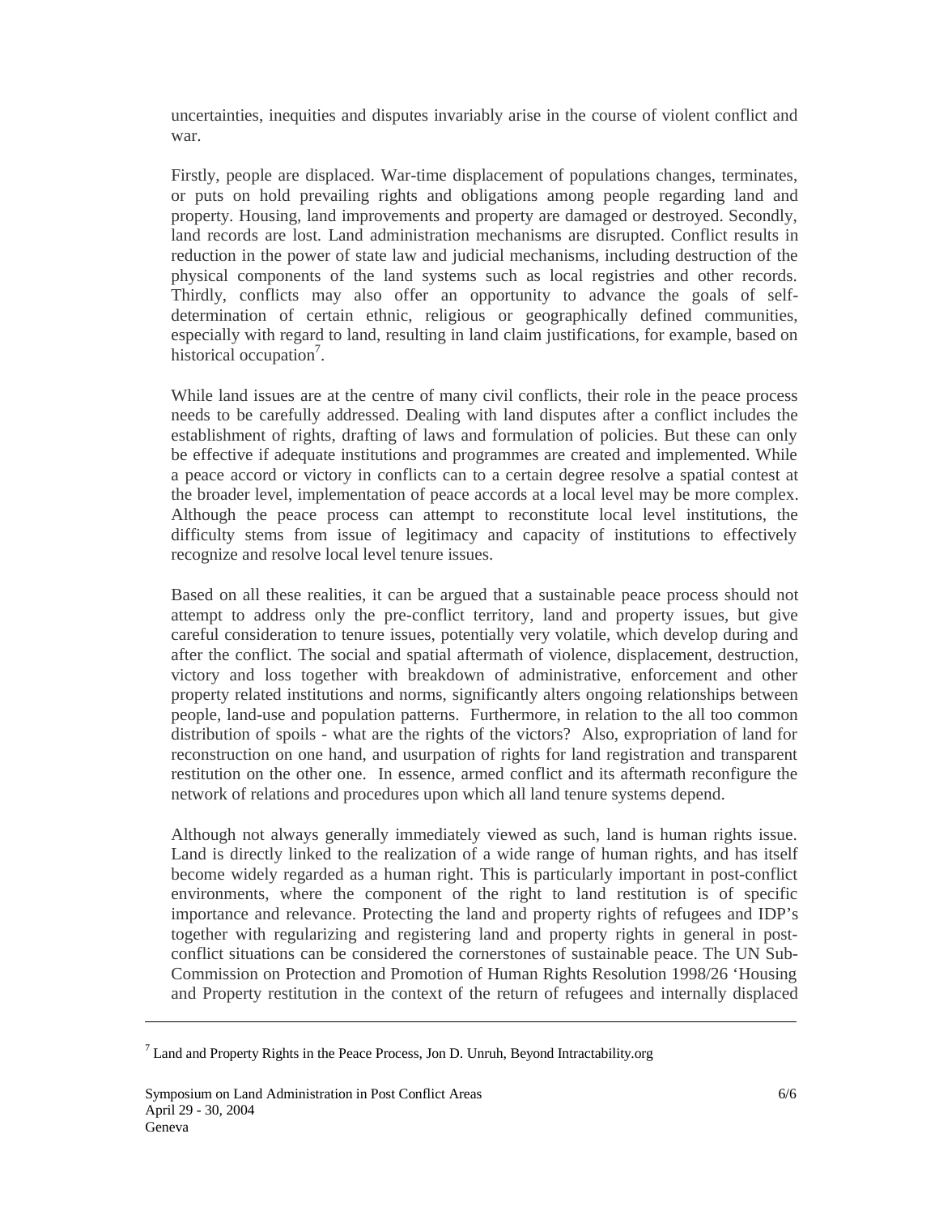uncertainties, inequities and disputes invariably arise in the course of violent conflict and war.

Firstly, people are displaced. War-time displacement of populations changes, terminates, or puts on hold prevailing rights and obligations among people regarding land and property. Housing, land improvements and property are damaged or destroyed. Secondly, land records are lost. Land administration mechanisms are disrupted. Conflict results in reduction in the power of state law and judicial mechanisms, including destruction of the physical components of the land systems such as local registries and other records. Thirdly, conflicts may also offer an opportunity to advance the goals of self-determination of certain ethnic, religious or geographically defined communities, especially with regard to land, resulting in land claim justifications, for example, based on historical occupation[7].

While land issues are at the centre of many civil conflicts, their role in the peace process needs to be carefully addressed. Dealing with land disputes after a conflict includes the establishment of rights, drafting of laws and formulation of policies. But these can only be effective if adequate institutions and programmes are created and implemented. While a peace accord or victory in conflicts can to a certain degree resolve a spatial contest at the broader level, implementation of peace accords at a local level may be more complex. Although the peace process can attempt to reconstitute local level institutions, the difficulty stems from issue of legitimacy and capacity of institutions to effectively recognize and resolve local level tenure issues.

Based on all these realities, it can be argued that a sustainable peace process should not attempt to address only the pre-conflict territory, land and property issues, but give careful consideration to tenure issues, potentially very volatile, which develop during and after the conflict. The social and spatial aftermath of violence, displacement, destruction, victory and loss together with breakdown of administrative, enforcement and other property related institutions and norms, significantly alters ongoing relationships between people, land-use and population patterns. Furthermore, in relation to the all too common distribution of spoils - what are the rights of the victors? Also, expropriation of land for reconstruction on one hand, and usurpation of rights for land registration and transparent restitution on the other one. In essence, armed conflict and its aftermath reconfigure the network of relations and procedures upon which all land tenure systems depend.

Although not always generally immediately viewed as such, land is human rights issue. Land is directly linked to the realization of a wide range of human rights, and has itself become widely regarded as a human right. This is particularly important in post-conflict environments, where the component of the right to land restitution is of specific importance and relevance. Protecting the land and property rights of refugees and IDP's together with regularizing and registering land and property rights in general in post-conflict situations can be considered the cornerstones of sustainable peace. The UN Sub-Commission on Protection and Promotion of Human Rights Resolution 1998/26 'Housing and Property restitution in the context of the return of refugees and internally displaced

---

[7] Land and Property Rights in the Peace Process, Jon D. Unruh, Beyond Intractability.org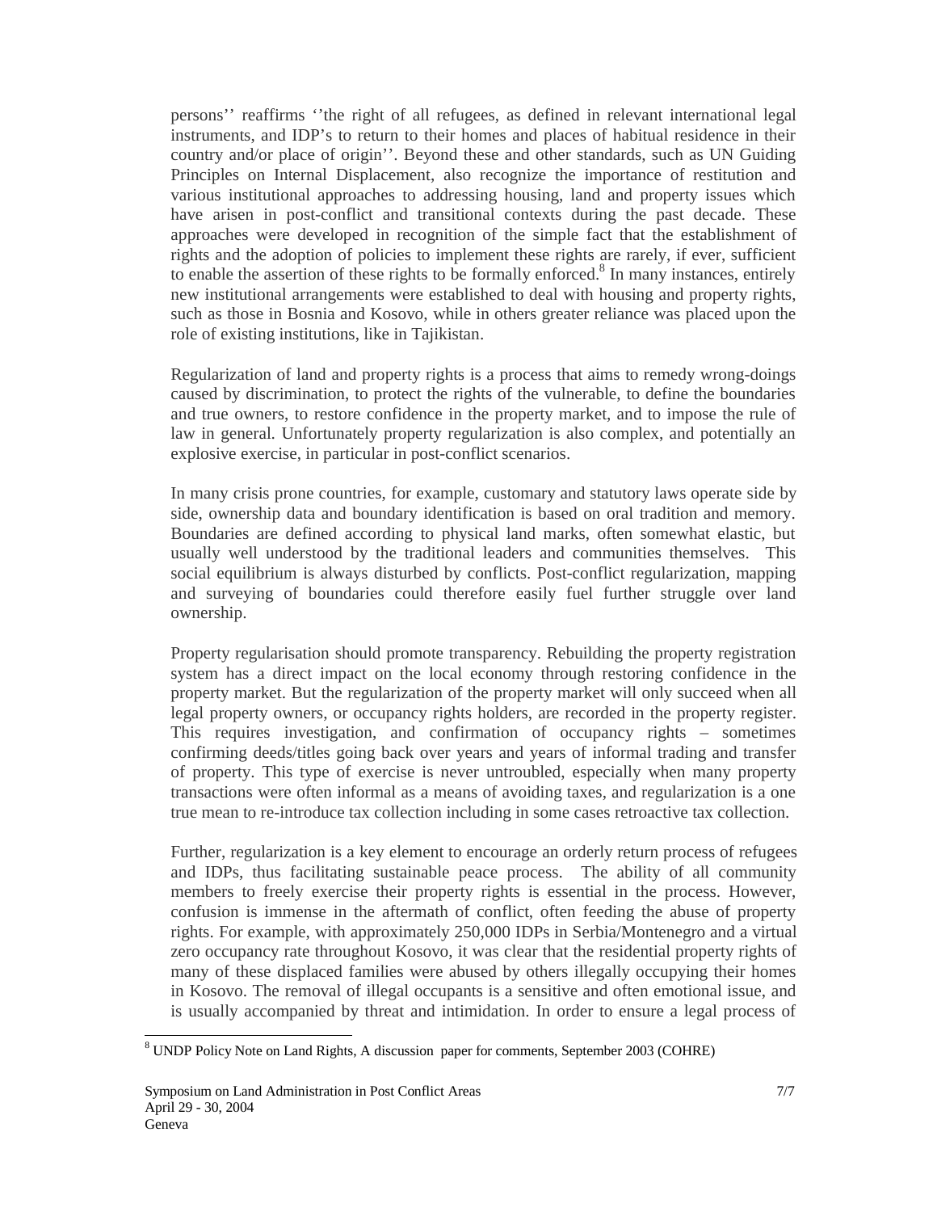persons'' reaffirms ''the right of all refugees, as defined in relevant international legal instruments, and IDP's to return to their homes and places of habitual residence in their country and/or place of origin''. Beyond these and other standards, such as UN Guiding Principles on Internal Displacement, also recognize the importance of restitution and various institutional approaches to addressing housing, land and property issues which have arisen in post-conflict and transitional contexts during the past decade. These approaches were developed in recognition of the simple fact that the establishment of rights and the adoption of policies to implement these rights are rarely, if ever, sufficient to enable the assertion of these rights to be formally enforced.[8] In many instances, entirely new institutional arrangements were established to deal with housing and property rights, such as those in Bosnia and Kosovo, while in others greater reliance was placed upon the role of existing institutions, like in Tajikistan.

Regularization of land and property rights is a process that aims to remedy wrong-doings caused by discrimination, to protect the rights of the vulnerable, to define the boundaries and true owners, to restore confidence in the property market, and to impose the rule of law in general. Unfortunately property regularization is also complex, and potentially an explosive exercise, in particular in post-conflict scenarios.

In many crisis prone countries, for example, customary and statutory laws operate side by side, ownership data and boundary identification is based on oral tradition and memory. Boundaries are defined according to physical land marks, often somewhat elastic, but usually well understood by the traditional leaders and communities themselves. This social equilibrium is always disturbed by conflicts. Post-conflict regularization, mapping and surveying of boundaries could therefore easily fuel further struggle over land ownership.

Property regularisation should promote transparency. Rebuilding the property registration system has a direct impact on the local economy through restoring confidence in the property market. But the regularization of the property market will only succeed when all legal property owners, or occupancy rights holders, are recorded in the property register. This requires investigation, and confirmation of occupancy rights – sometimes confirming deeds/titles going back over years and years of informal trading and transfer of property. This type of exercise is never untroubled, especially when many property transactions were often informal as a means of avoiding taxes, and regularization is a one true mean to re-introduce tax collection including in some cases retroactive tax collection.

Further, regularization is a key element to encourage an orderly return process of refugees and IDPs, thus facilitating sustainable peace process. The ability of all community members to freely exercise their property rights is essential in the process. However, confusion is immense in the aftermath of conflict, often feeding the abuse of property rights. For example, with approximately 250,000 IDPs in Serbia/Montenegro and a virtual zero occupancy rate throughout Kosovo, it was clear that the residential property rights of many of these displaced families were abused by others illegally occupying their homes in Kosovo. The removal of illegal occupants is a sensitive and often emotional issue, and is usually accompanied by threat and intimidation. In order to ensure a legal process of

[8] UNDP Policy Note on Land Rights, A discussion paper for comments, September 2003 (COHRE)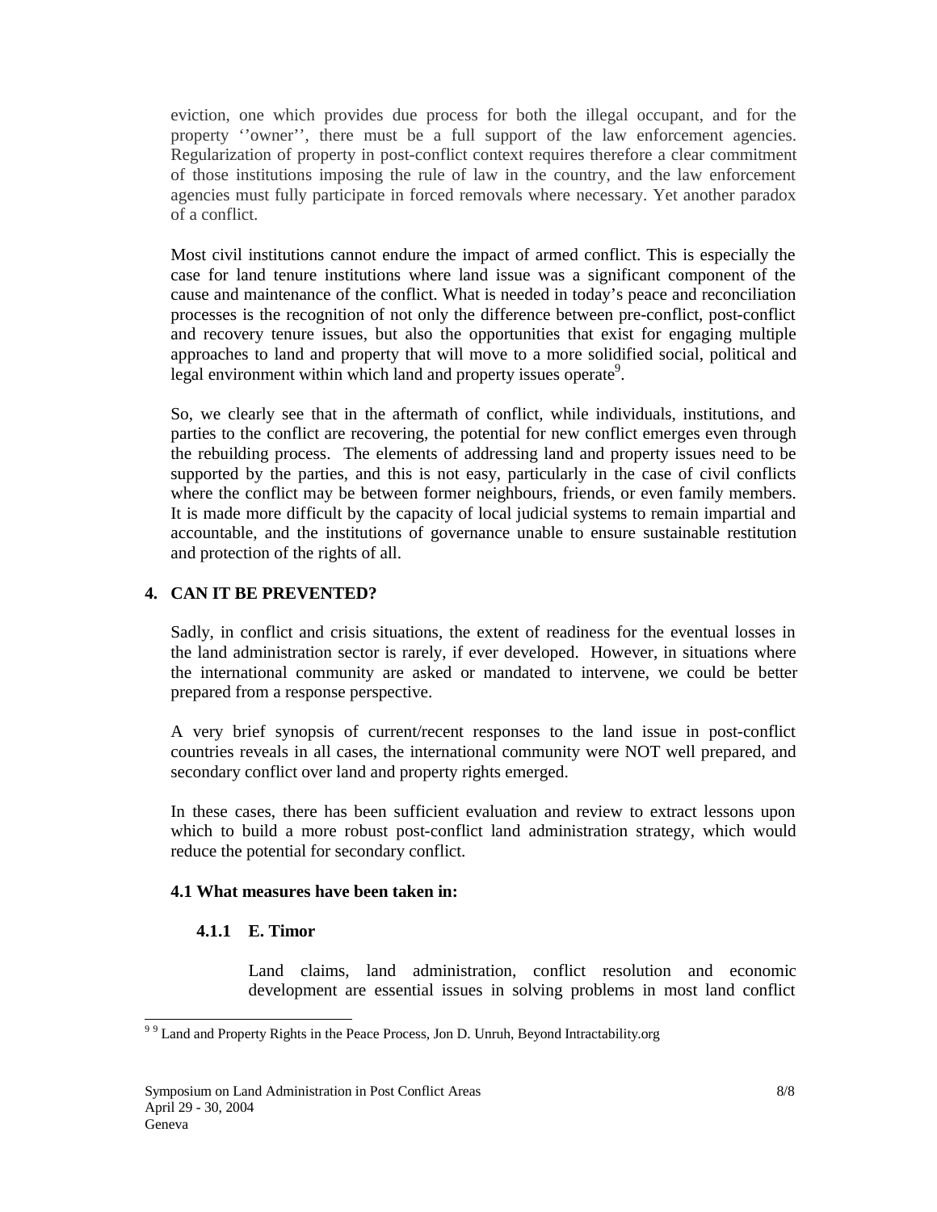eviction, one which provides due process for both the illegal occupant, and for the property ''owner'', there must be a full support of the law enforcement agencies. Regularization of property in post-conflict context requires therefore a clear commitment of those institutions imposing the rule of law in the country, and the law enforcement agencies must fully participate in forced removals where necessary. Yet another paradox of a conflict.

Most civil institutions cannot endure the impact of armed conflict. This is especially the case for land tenure institutions where land issue was a significant component of the cause and maintenance of the conflict. What is needed in today's peace and reconciliation processes is the recognition of not only the difference between pre-conflict, post-conflict and recovery tenure issues, but also the opportunities that exist for engaging multiple approaches to land and property that will move to a more solidified social, political and legal environment within which land and property issues operate[9].

So, we clearly see that in the aftermath of conflict, while individuals, institutions, and parties to the conflict are recovering, the potential for new conflict emerges even through the rebuilding process. The elements of addressing land and property issues need to be supported by the parties, and this is not easy, particularly in the case of civil conflicts where the conflict may be between former neighbours, friends, or even family members. It is made more difficult by the capacity of local judicial systems to remain impartial and accountable, and the institutions of governance unable to ensure sustainable restitution and protection of the rights of all.

## 4. CAN IT BE PREVENTED?

Sadly, in conflict and crisis situations, the extent of readiness for the eventual losses in the land administration sector is rarely, if ever developed. However, in situations where the international community are asked or mandated to intervene, we could be better prepared from a response perspective.

A very brief synopsis of current/recent responses to the land issue in post-conflict countries reveals in all cases, the international community were NOT well prepared, and secondary conflict over land and property rights emerged.

In these cases, there has been sufficient evaluation and review to extract lessons upon which to build a more robust post-conflict land administration strategy, which would reduce the potential for secondary conflict.

### 4.1 What measures have been taken in:

#### 4.1.1 E. Timor

Land claims, land administration, conflict resolution and economic development are essential issues in solving problems in most land conflict

---

[9] Land and Property Rights in the Peace Process, Jon D. Unruh, Beyond Intractability.org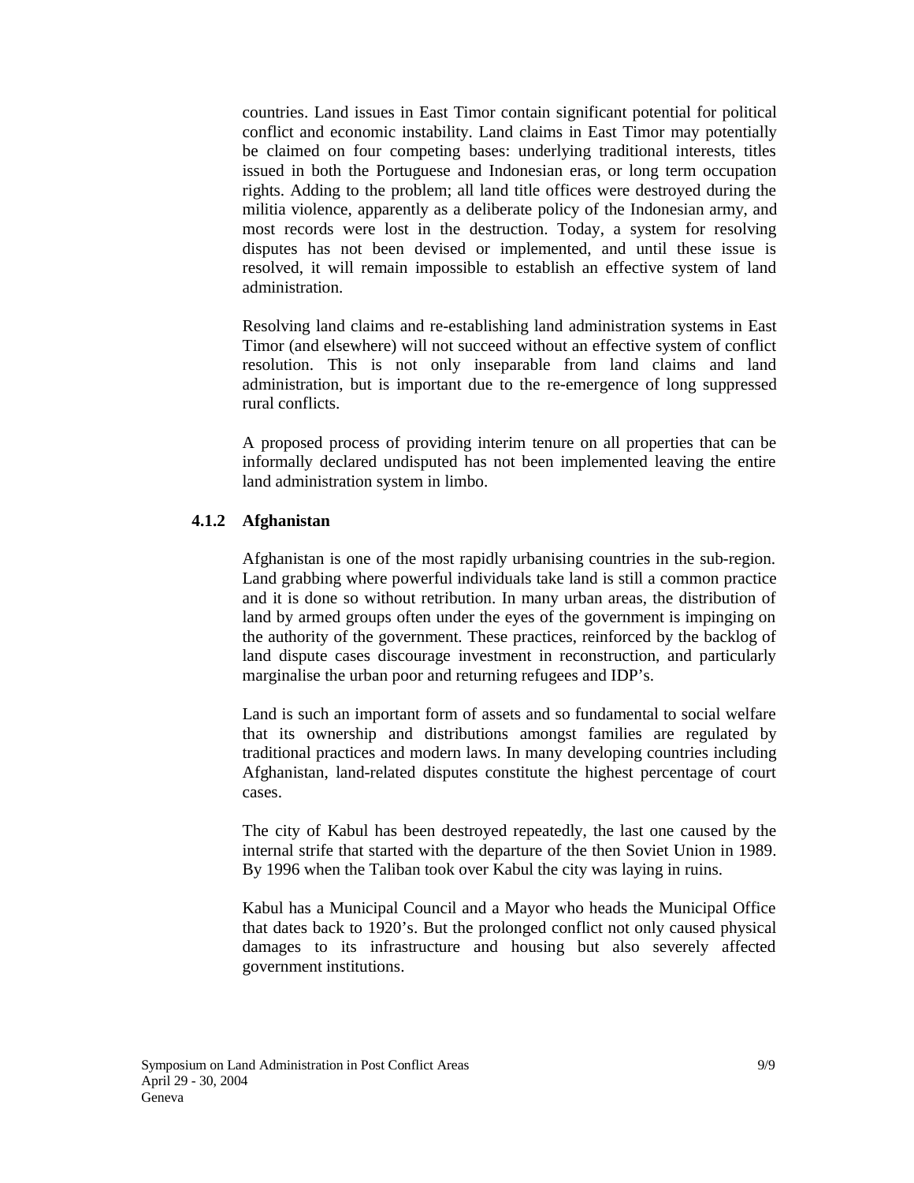countries. Land issues in East Timor contain significant potential for political conflict and economic instability. Land claims in East Timor may potentially be claimed on four competing bases: underlying traditional interests, titles issued in both the Portuguese and Indonesian eras, or long term occupation rights. Adding to the problem; all land title offices were destroyed during the militia violence, apparently as a deliberate policy of the Indonesian army, and most records were lost in the destruction. Today, a system for resolving disputes has not been devised or implemented, and until these issue is resolved, it will remain impossible to establish an effective system of land administration.

Resolving land claims and re-establishing land administration systems in East Timor (and elsewhere) will not succeed without an effective system of conflict resolution. This is not only inseparable from land claims and land administration, but is important due to the re-emergence of long suppressed rural conflicts.

A proposed process of providing interim tenure on all properties that can be informally declared undisputed has not been implemented leaving the entire land administration system in limbo.

#### 4.1.2 Afghanistan

Afghanistan is one of the most rapidly urbanising countries in the sub-region. Land grabbing where powerful individuals take land is still a common practice and it is done so without retribution. In many urban areas, the distribution of land by armed groups often under the eyes of the government is impinging on the authority of the government. These practices, reinforced by the backlog of land dispute cases discourage investment in reconstruction, and particularly marginalise the urban poor and returning refugees and IDP's.

Land is such an important form of assets and so fundamental to social welfare that its ownership and distributions amongst families are regulated by traditional practices and modern laws. In many developing countries including Afghanistan, land-related disputes constitute the highest percentage of court cases.

The city of Kabul has been destroyed repeatedly, the last one caused by the internal strife that started with the departure of the then Soviet Union in 1989. By 1996 when the Taliban took over Kabul the city was laying in ruins.

Kabul has a Municipal Council and a Mayor who heads the Municipal Office that dates back to 1920's. But the prolonged conflict not only caused physical damages to its infrastructure and housing but also severely affected government institutions.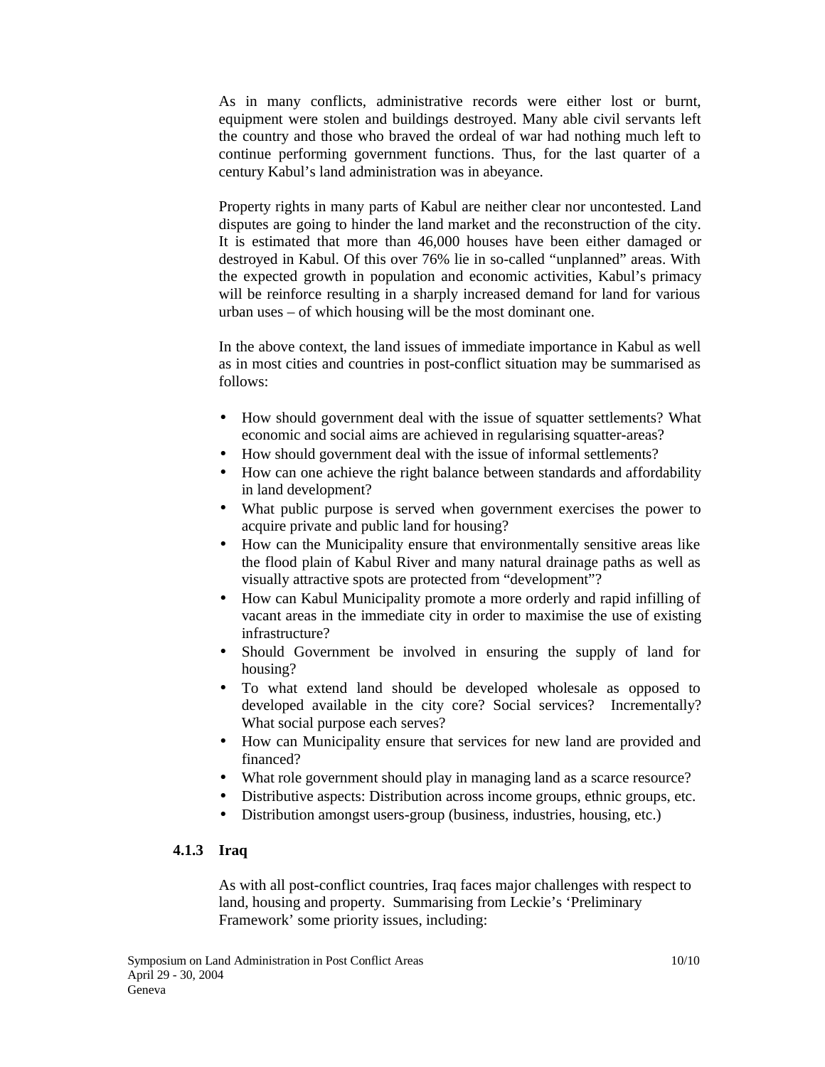As in many conflicts, administrative records were either lost or burnt, equipment were stolen and buildings destroyed. Many able civil servants left the country and those who braved the ordeal of war had nothing much left to continue performing government functions. Thus, for the last quarter of a century Kabul's land administration was in abeyance.

Property rights in many parts of Kabul are neither clear nor uncontested. Land disputes are going to hinder the land market and the reconstruction of the city. It is estimated that more than 46,000 houses have been either damaged or destroyed in Kabul. Of this over 76% lie in so-called "unplanned" areas. With the expected growth in population and economic activities, Kabul's primacy will be reinforce resulting in a sharply increased demand for land for various urban uses – of which housing will be the most dominant one.

In the above context, the land issues of immediate importance in Kabul as well as in most cities and countries in post-conflict situation may be summarised as follows:

- How should government deal with the issue of squatter settlements? What economic and social aims are achieved in regularising squatter-areas?
- How should government deal with the issue of informal settlements?
- How can one achieve the right balance between standards and affordability in land development?
- What public purpose is served when government exercises the power to acquire private and public land for housing?
- How can the Municipality ensure that environmentally sensitive areas like the flood plain of Kabul River and many natural drainage paths as well as visually attractive spots are protected from "development"?
- How can Kabul Municipality promote a more orderly and rapid infilling of vacant areas in the immediate city in order to maximise the use of existing infrastructure?
- Should Government be involved in ensuring the supply of land for housing?
- To what extend land should be developed wholesale as opposed to developed available in the city core? Social services? Incrementally? What social purpose each serves?
- How can Municipality ensure that services for new land are provided and financed?
- What role government should play in managing land as a scarce resource?
- Distributive aspects: Distribution across income groups, ethnic groups, etc.
- Distribution amongst users-group (business, industries, housing, etc.)

#### 4.1.3 Iraq

As with all post-conflict countries, Iraq faces major challenges with respect to land, housing and property. Summarising from Leckie's 'Preliminary Framework' some priority issues, including: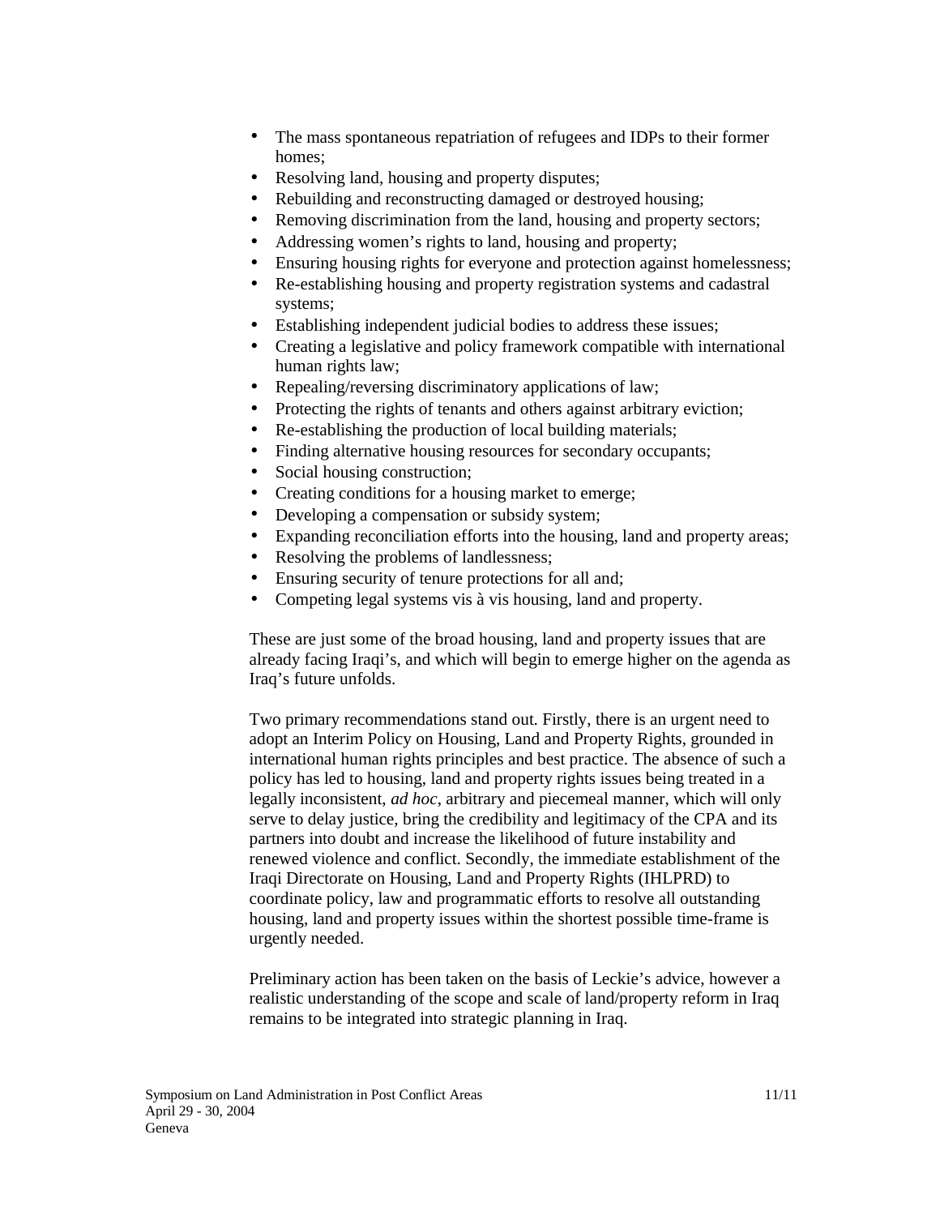- The mass spontaneous repatriation of refugees and IDPs to their former homes;
- Resolving land, housing and property disputes;
- Rebuilding and reconstructing damaged or destroyed housing;
- Removing discrimination from the land, housing and property sectors;
- Addressing women's rights to land, housing and property;
- Ensuring housing rights for everyone and protection against homelessness;
- Re-establishing housing and property registration systems and cadastral systems;
- Establishing independent judicial bodies to address these issues;
- Creating a legislative and policy framework compatible with international human rights law;
- Repealing/reversing discriminatory applications of law;
- Protecting the rights of tenants and others against arbitrary eviction;
- Re-establishing the production of local building materials;
- Finding alternative housing resources for secondary occupants;
- Social housing construction;
- Creating conditions for a housing market to emerge;
- Developing a compensation or subsidy system;
- Expanding reconciliation efforts into the housing, land and property areas;
- Resolving the problems of landlessness;
- Ensuring security of tenure protections for all and;
- Competing legal systems vis à vis housing, land and property.

These are just some of the broad housing, land and property issues that are already facing Iraqi's, and which will begin to emerge higher on the agenda as Iraq's future unfolds.

Two primary recommendations stand out. Firstly, there is an urgent need to adopt an Interim Policy on Housing, Land and Property Rights, grounded in international human rights principles and best practice. The absence of such a policy has led to housing, land and property rights issues being treated in a legally inconsistent, *ad hoc*, arbitrary and piecemeal manner, which will only serve to delay justice, bring the credibility and legitimacy of the CPA and its partners into doubt and increase the likelihood of future instability and renewed violence and conflict. Secondly, the immediate establishment of the Iraqi Directorate on Housing, Land and Property Rights (IHLPRD) to coordinate policy, law and programmatic efforts to resolve all outstanding housing, land and property issues within the shortest possible time-frame is urgently needed.

Preliminary action has been taken on the basis of Leckie's advice, however a realistic understanding of the scope and scale of land/property reform in Iraq remains to be integrated into strategic planning in Iraq.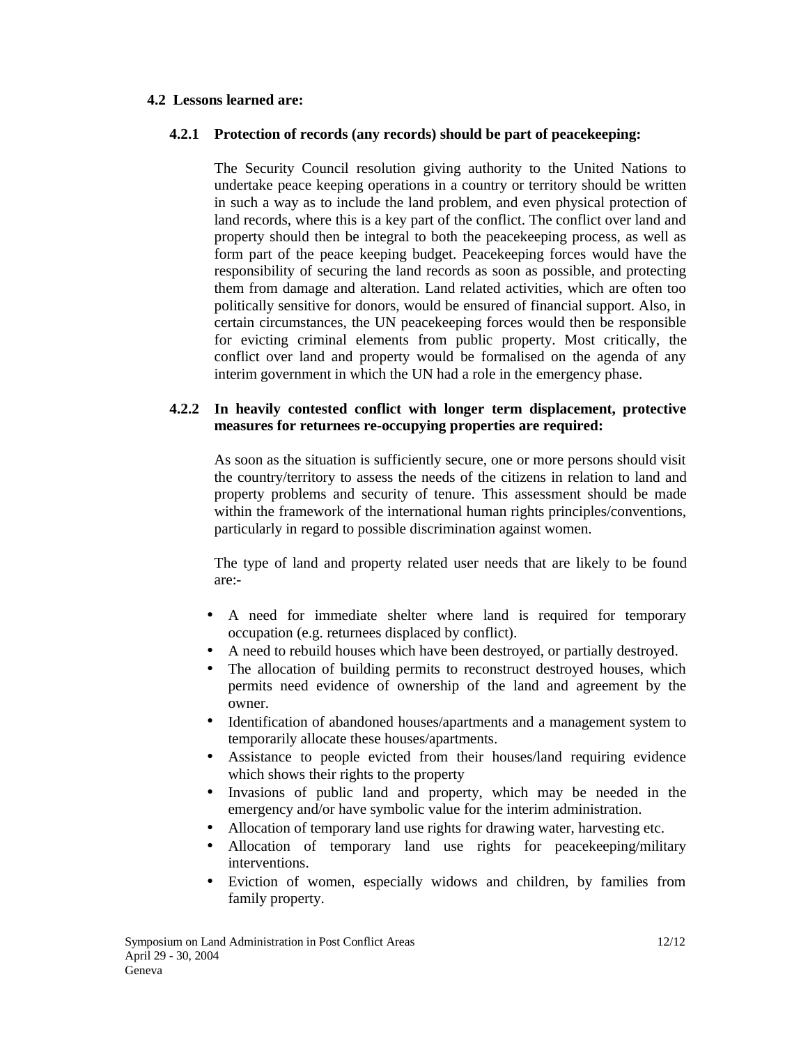### 4.2 Lessons learned are:

#### 4.2.1 Protection of records (any records) should be part of peacekeeping:

The Security Council resolution giving authority to the United Nations to undertake peace keeping operations in a country or territory should be written in such a way as to include the land problem, and even physical protection of land records, where this is a key part of the conflict. The conflict over land and property should then be integral to both the peacekeeping process, as well as form part of the peace keeping budget. Peacekeeping forces would have the responsibility of securing the land records as soon as possible, and protecting them from damage and alteration. Land related activities, which are often too politically sensitive for donors, would be ensured of financial support. Also, in certain circumstances, the UN peacekeeping forces would then be responsible for evicting criminal elements from public property. Most critically, the conflict over land and property would be formalised on the agenda of any interim government in which the UN had a role in the emergency phase.

#### 4.2.2 In heavily contested conflict with longer term displacement, protective measures for returnees re-occupying properties are required:

As soon as the situation is sufficiently secure, one or more persons should visit the country/territory to assess the needs of the citizens in relation to land and property problems and security of tenure. This assessment should be made within the framework of the international human rights principles/conventions, particularly in regard to possible discrimination against women.

The type of land and property related user needs that are likely to be found are:-

- A need for immediate shelter where land is required for temporary occupation (e.g. returnees displaced by conflict).
- A need to rebuild houses which have been destroyed, or partially destroyed.
- The allocation of building permits to reconstruct destroyed houses, which permits need evidence of ownership of the land and agreement by the owner.
- Identification of abandoned houses/apartments and a management system to temporarily allocate these houses/apartments.
- Assistance to people evicted from their houses/land requiring evidence which shows their rights to the property
- Invasions of public land and property, which may be needed in the emergency and/or have symbolic value for the interim administration.
- Allocation of temporary land use rights for drawing water, harvesting etc.
- Allocation of temporary land use rights for peacekeeping/military interventions.
- Eviction of women, especially widows and children, by families from family property.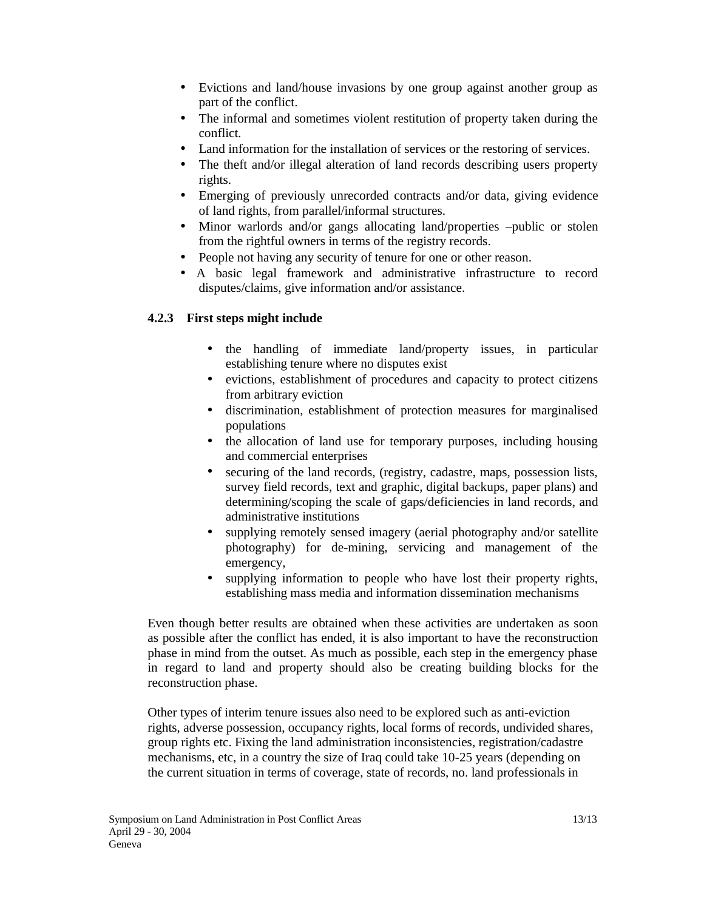- Evictions and land/house invasions by one group against another group as part of the conflict.
- The informal and sometimes violent restitution of property taken during the conflict.
- Land information for the installation of services or the restoring of services.
- The theft and/or illegal alteration of land records describing users property rights.
- Emerging of previously unrecorded contracts and/or data, giving evidence of land rights, from parallel/informal structures.
- Minor warlords and/or gangs allocating land/properties –public or stolen from the rightful owners in terms of the registry records.
- People not having any security of tenure for one or other reason.
- A basic legal framework and administrative infrastructure to record disputes/claims, give information and/or assistance.

### 4.2.3 First steps might include

- the handling of immediate land/property issues, in particular establishing tenure where no disputes exist
- evictions, establishment of procedures and capacity to protect citizens from arbitrary eviction
- discrimination, establishment of protection measures for marginalised populations
- the allocation of land use for temporary purposes, including housing and commercial enterprises
- securing of the land records, (registry, cadastre, maps, possession lists, survey field records, text and graphic, digital backups, paper plans) and determining/scoping the scale of gaps/deficiencies in land records, and administrative institutions
- supplying remotely sensed imagery (aerial photography and/or satellite photography) for de-mining, servicing and management of the emergency,
- supplying information to people who have lost their property rights, establishing mass media and information dissemination mechanisms

Even though better results are obtained when these activities are undertaken as soon as possible after the conflict has ended, it is also important to have the reconstruction phase in mind from the outset. As much as possible, each step in the emergency phase in regard to land and property should also be creating building blocks for the reconstruction phase.

Other types of interim tenure issues also need to be explored such as anti-eviction rights, adverse possession, occupancy rights, local forms of records, undivided shares, group rights etc. Fixing the land administration inconsistencies, registration/cadastre mechanisms, etc, in a country the size of Iraq could take 10-25 years (depending on the current situation in terms of coverage, state of records, no. land professionals in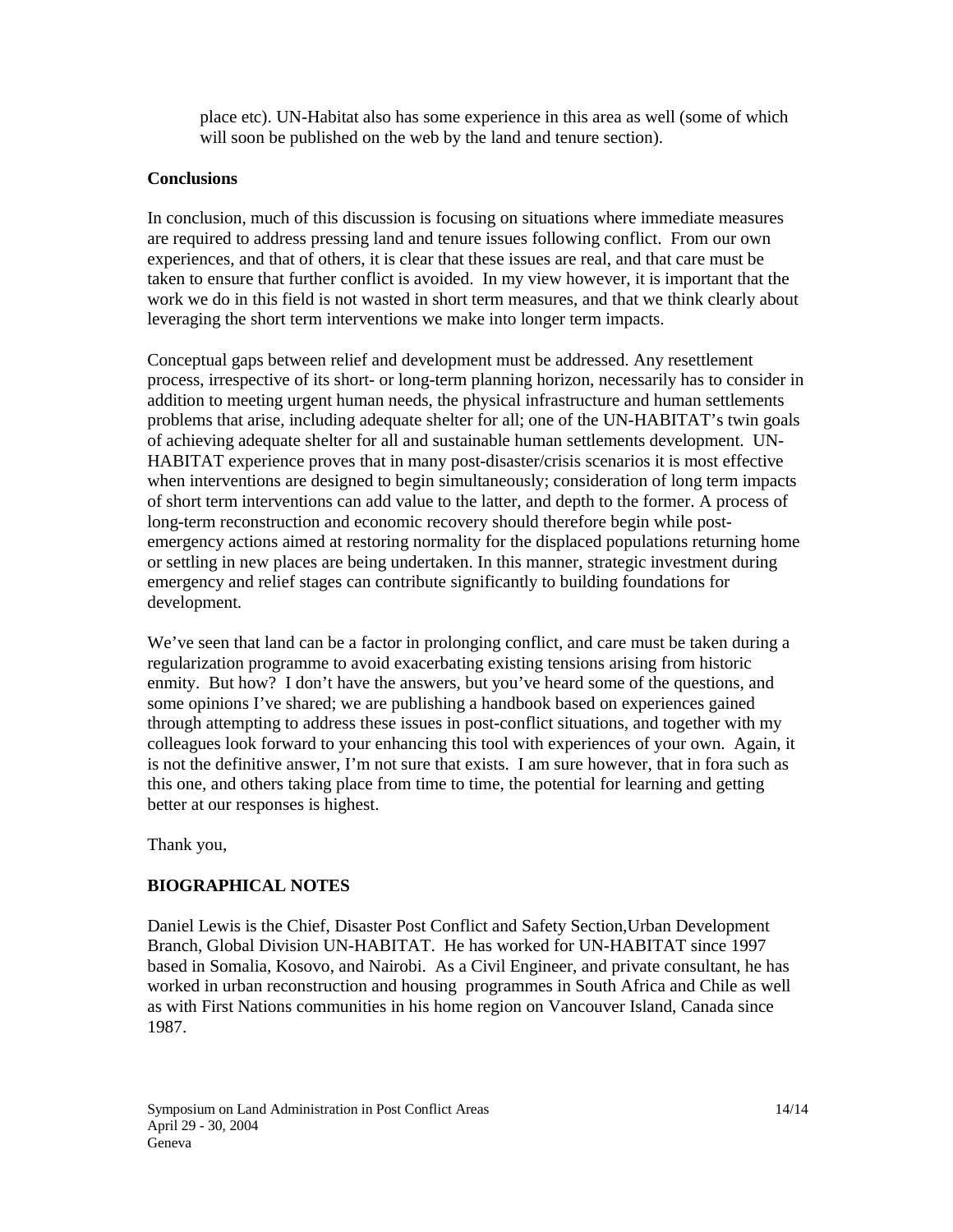place etc). UN-Habitat also has some experience in this area as well (some of which will soon be published on the web by the land and tenure section).

**Conclusions**

In conclusion, much of this discussion is focusing on situations where immediate measures are required to address pressing land and tenure issues following conflict. From our own experiences, and that of others, it is clear that these issues are real, and that care must be taken to ensure that further conflict is avoided. In my view however, it is important that the work we do in this field is not wasted in short term measures, and that we think clearly about leveraging the short term interventions we make into longer term impacts.

Conceptual gaps between relief and development must be addressed. Any resettlement process, irrespective of its short- or long-term planning horizon, necessarily has to consider in addition to meeting urgent human needs, the physical infrastructure and human settlements problems that arise, including adequate shelter for all; one of the UN-HABITAT's twin goals of achieving adequate shelter for all and sustainable human settlements development. UN-HABITAT experience proves that in many post-disaster/crisis scenarios it is most effective when interventions are designed to begin simultaneously; consideration of long term impacts of short term interventions can add value to the latter, and depth to the former. A process of long-term reconstruction and economic recovery should therefore begin while post-emergency actions aimed at restoring normality for the displaced populations returning home or settling in new places are being undertaken. In this manner, strategic investment during emergency and relief stages can contribute significantly to building foundations for development.

We've seen that land can be a factor in prolonging conflict, and care must be taken during a regularization programme to avoid exacerbating existing tensions arising from historic enmity. But how? I don't have the answers, but you've heard some of the questions, and some opinions I've shared; we are publishing a handbook based on experiences gained through attempting to address these issues in post-conflict situations, and together with my colleagues look forward to your enhancing this tool with experiences of your own. Again, it is not the definitive answer, I'm not sure that exists. I am sure however, that in fora such as this one, and others taking place from time to time, the potential for learning and getting better at our responses is highest.

Thank you,

**BIOGRAPHICAL NOTES**

Daniel Lewis is the Chief, Disaster Post Conflict and Safety Section,Urban Development Branch, Global Division UN-HABITAT. He has worked for UN-HABITAT since 1997 based in Somalia, Kosovo, and Nairobi. As a Civil Engineer, and private consultant, he has worked in urban reconstruction and housing programmes in South Africa and Chile as well as with First Nations communities in his home region on Vancouver Island, Canada since 1987.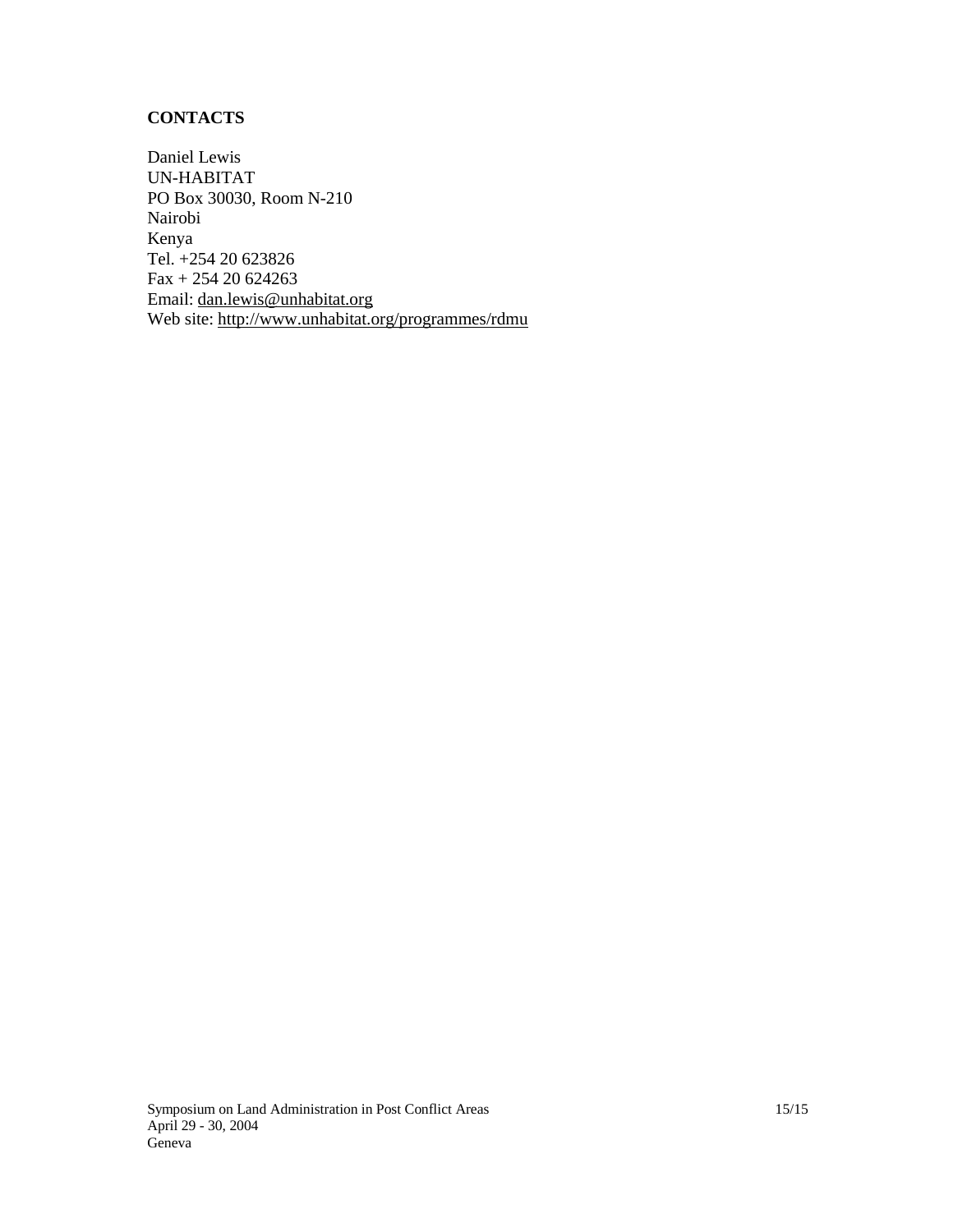## CONTACTS

Daniel Lewis
UN-HABITAT
PO Box 30030, Room N-210
Nairobi
Kenya
Tel. +254 20 623826
Fax + 254 20 624263
Email: dan.lewis@unhabitat.org
Web site: http://www.unhabitat.org/programmes/rdmu